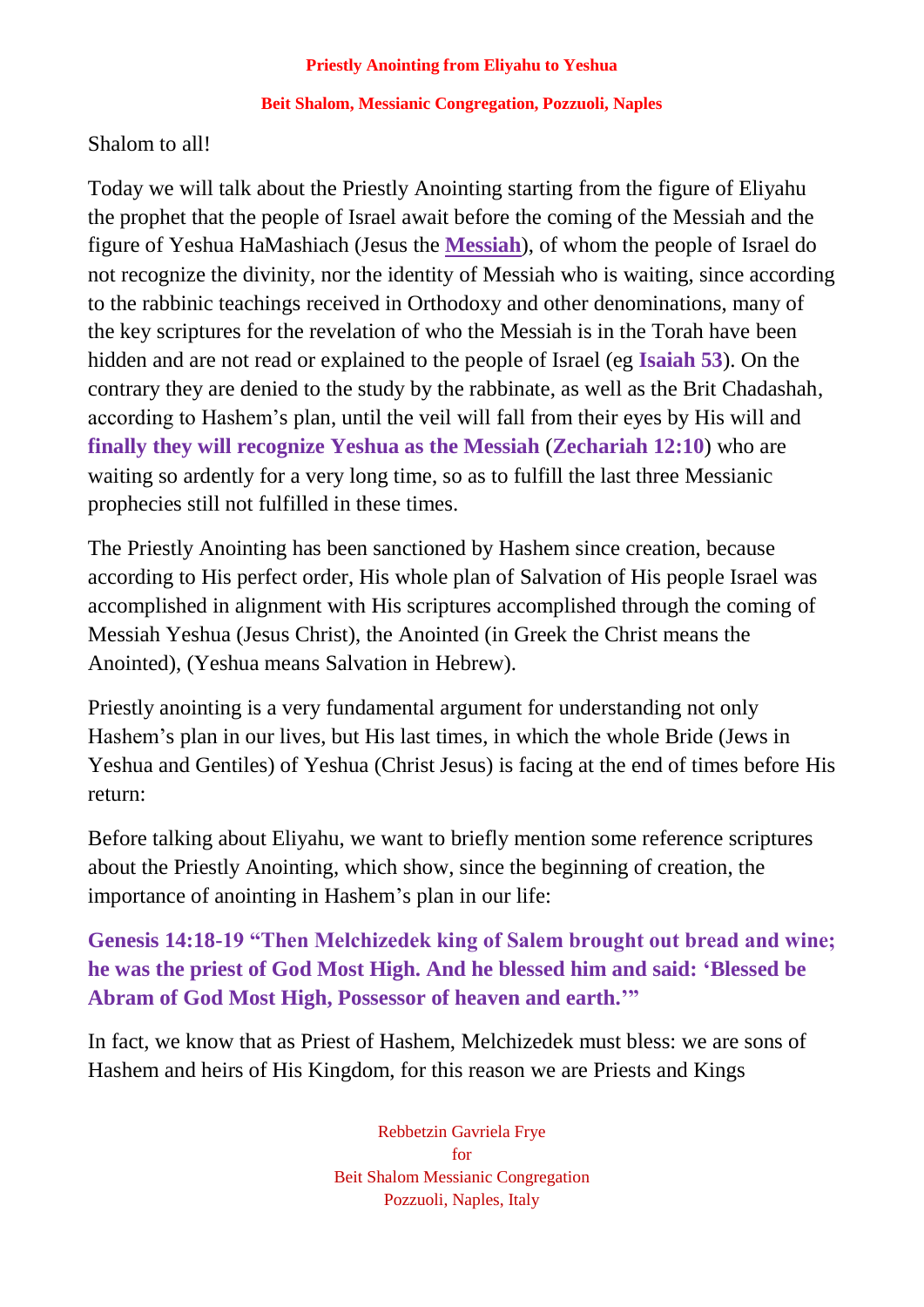# Priestly Anointing from Eliyahu to Yeshua

## Beit Shalom, Messianic Congregation, Pozzuoli, Naples

Shalom to all!

Today we will talk about the Priestly Anointing starting from the figure of Eliyahu the prophet that the people of Israel await before the coming of the Messiah and the figure of Yeshua HaMashiach (Jesus the **Messiah**), of whom the people of Israel do not recognize the divinity, nor the identity of Messiah who is waiting, since according to the rabbinic teachings received in Orthodoxy and other denominations, many of the key scriptures for the revelation of who the Messiah is in the Torah have been hidden and are not read or explained to the people of Israel (eg **Isaiah 53**). On the contrary they are denied to the study by the rabbinate, as well as the Brit Chadashah, according to Hashem's plan, until the veil will fall from their eyes by His will and **finally they will recognize Yeshua as the Messiah** (**Zechariah 12:10**) who are waiting so ardently for a very long time, so as to fulfill the last three Messianic prophecies still not fulfilled in these times.

The Priestly Anointing has been sanctioned by Hashem since creation, because according to His perfect order, His whole plan of Salvation of His people Israel was accomplished in alignment with His scriptures accomplished through the coming of Messiah Yeshua (Jesus Christ), the Anointed (in Greek the Christ means the Anointed), (Yeshua means Salvation in Hebrew).

Priestly anointing is a very fundamental argument for understanding not only Hashem's plan in our lives, but His last times, in which the whole Bride (Jews in Yeshua and Gentiles) of Yeshua (Christ Jesus) is facing at the end of times before His return:

Before talking about Eliyahu, we want to briefly mention some reference scriptures about the Priestly Anointing, which show, since the beginning of creation, the importance of anointing in Hashem's plan in our life:

**Genesis 14:18-19 "Then Melchizedek king of Salem brought out bread and wine; he was the priest of God Most High. And he blessed him and said: 'Blessed be Abram of God Most High, Possessor of heaven and earth.'"**

In fact, we know that as Priest of Hashem, Melchizedek must bless: we are sons of Hashem and heirs of His Kingdom, for this reason we are Priests and Kings

Rebbetzin Gavriela Frye
for
Beit Shalom Messianic Congregation
Pozzuoli, Naples, Italy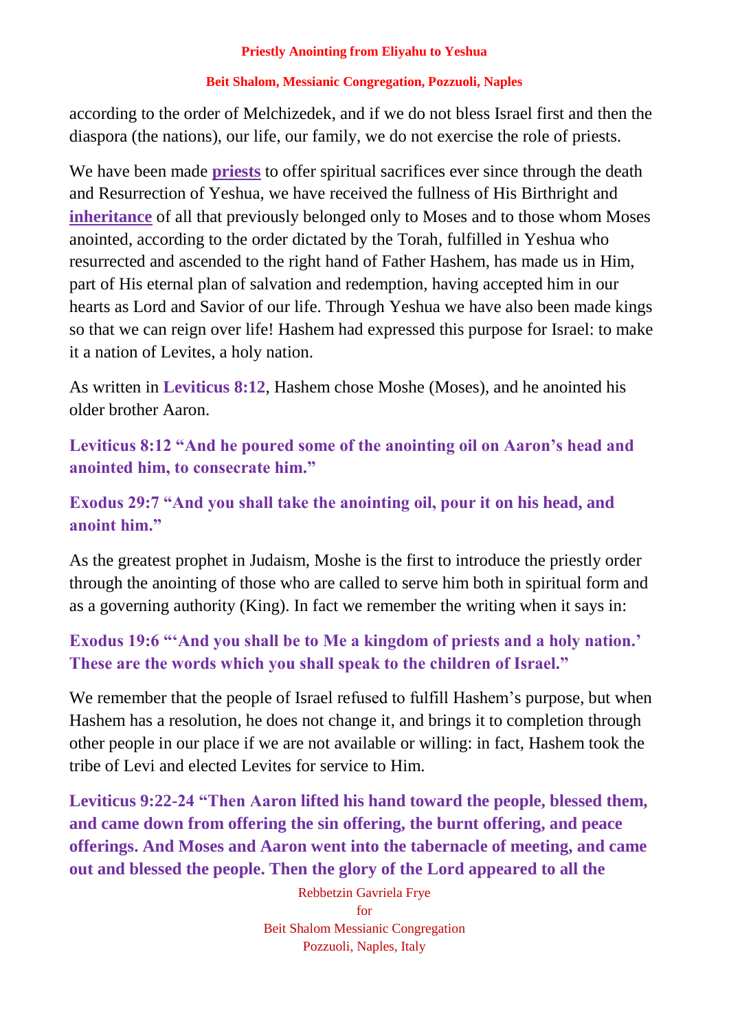according to the order of Melchizedek, and if we do not bless Israel first and then the diaspora (the nations), our life, our family, we do not exercise the role of priests.

We have been made **priests** to offer spiritual sacrifices ever since through the death and Resurrection of Yeshua, we have received the fullness of His Birthright and **inheritance** of all that previously belonged only to Moses and to those whom Moses anointed, according to the order dictated by the Torah, fulfilled in Yeshua who resurrected and ascended to the right hand of Father Hashem, has made us in Him, part of His eternal plan of salvation and redemption, having accepted him in our hearts as Lord and Savior of our life. Through Yeshua we have also been made kings so that we can reign over life! Hashem had expressed this purpose for Israel: to make it a nation of Levites, a holy nation.

As written in **Leviticus 8:12**, Hashem chose Moshe (Moses), and he anointed his older brother Aaron.

**Leviticus 8:12 "And he poured some of the anointing oil on Aaron's head and anointed him, to consecrate him."**

**Exodus 29:7 "And you shall take the anointing oil, pour it on his head, and anoint him."**

As the greatest prophet in Judaism, Moshe is the first to introduce the priestly order through the anointing of those who are called to serve him both in spiritual form and as a governing authority (King). In fact we remember the writing when it says in:

**Exodus 19:6 "'And you shall be to Me a kingdom of priests and a holy nation.' These are the words which you shall speak to the children of Israel."**

We remember that the people of Israel refused to fulfill Hashem's purpose, but when Hashem has a resolution, he does not change it, and brings it to completion through other people in our place if we are not available or willing: in fact, Hashem took the tribe of Levi and elected Levites for service to Him.

**Leviticus 9:22-24 "Then Aaron lifted his hand toward the people, blessed them, and came down from offering the sin offering, the burnt offering, and peace offerings. And Moses and Aaron went into the tabernacle of meeting, and came out and blessed the people. Then the glory of the Lord appeared to all the**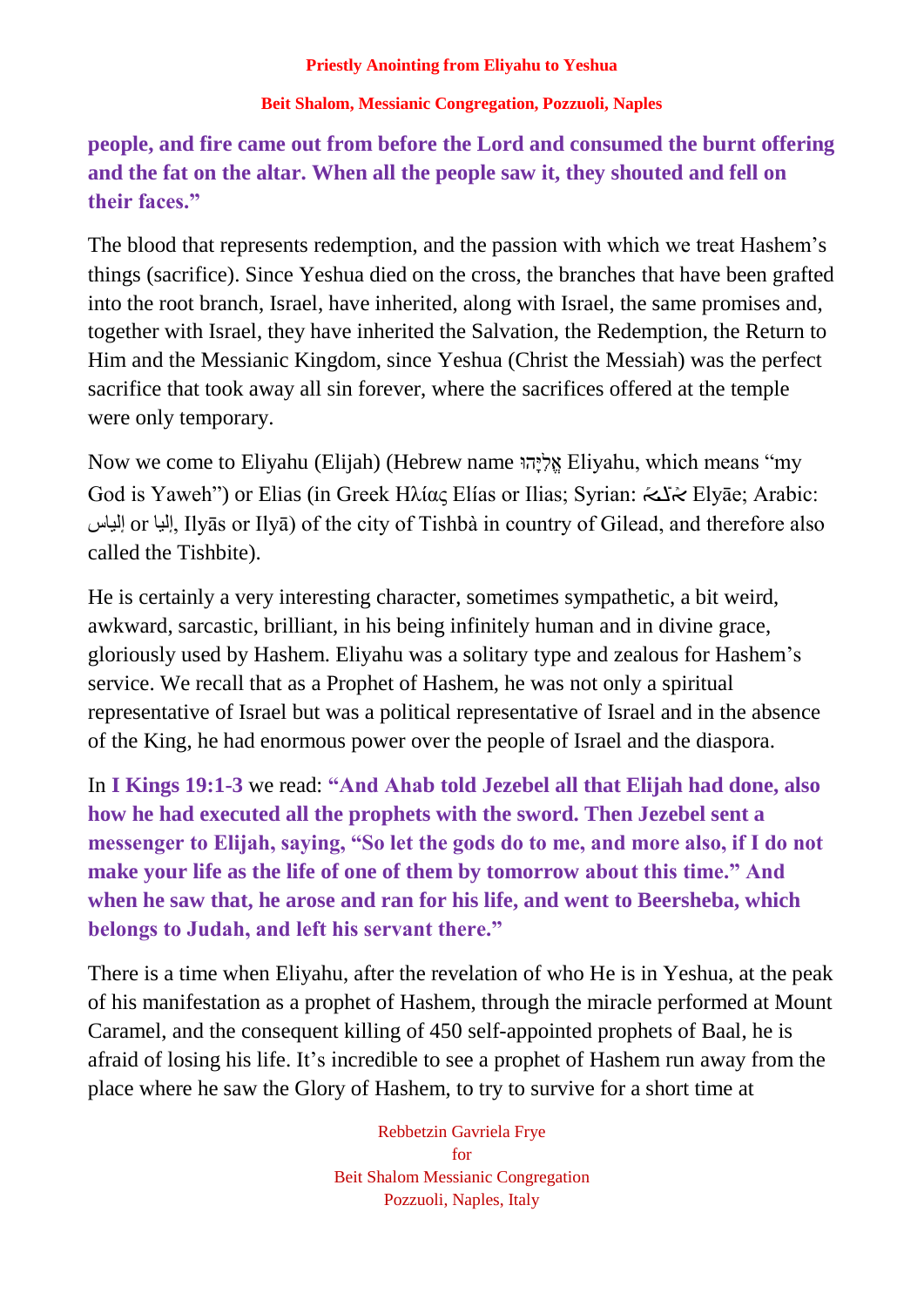**people, and fire came out from before the Lord and consumed the burnt offering and the fat on the altar. When all the people saw it, they shouted and fell on their faces."**

The blood that represents redemption, and the passion with which we treat Hashem's things (sacrifice). Since Yeshua died on the cross, the branches that have been grafted into the root branch, Israel, have inherited, along with Israel, the same promises and, together with Israel, they have inherited the Salvation, the Redemption, the Return to Him and the Messianic Kingdom, since Yeshua (Christ the Messiah) was the perfect sacrifice that took away all sin forever, where the sacrifices offered at the temple were only temporary.

Now we come to Eliyahu (Elijah) (Hebrew name אֵלִיָּהוּ Eliyahu, which means "my God is Yaweh") or Elias (in Greek Ηλίας Elías or Ilias; Syrian: ܐܠܝܐ Elyāe; Arabic: إلياس or إليا, Ilyās or Ilyā) of the city of Tishbà in country of Gilead, and therefore also called the Tishbite).

He is certainly a very interesting character, sometimes sympathetic, a bit weird, awkward, sarcastic, brilliant, in his being infinitely human and in divine grace, gloriously used by Hashem. Eliyahu was a solitary type and zealous for Hashem's service. We recall that as a Prophet of Hashem, he was not only a spiritual representative of Israel but was a political representative of Israel and in the absence of the King, he had enormous power over the people of Israel and the diaspora.

In **I Kings 19:1-3** we read: **"And Ahab told Jezebel all that Elijah had done, also how he had executed all the prophets with the sword. Then Jezebel sent a messenger to Elijah, saying, "So let the gods do to me, and more also, if I do not make your life as the life of one of them by tomorrow about this time." And when he saw that, he arose and ran for his life, and went to Beersheba, which belongs to Judah, and left his servant there."**

There is a time when Eliyahu, after the revelation of who He is in Yeshua, at the peak of his manifestation as a prophet of Hashem, through the miracle performed at Mount Caramel, and the consequent killing of 450 self-appointed prophets of Baal, he is afraid of losing his life. It's incredible to see a prophet of Hashem run away from the place where he saw the Glory of Hashem, to try to survive for a short time at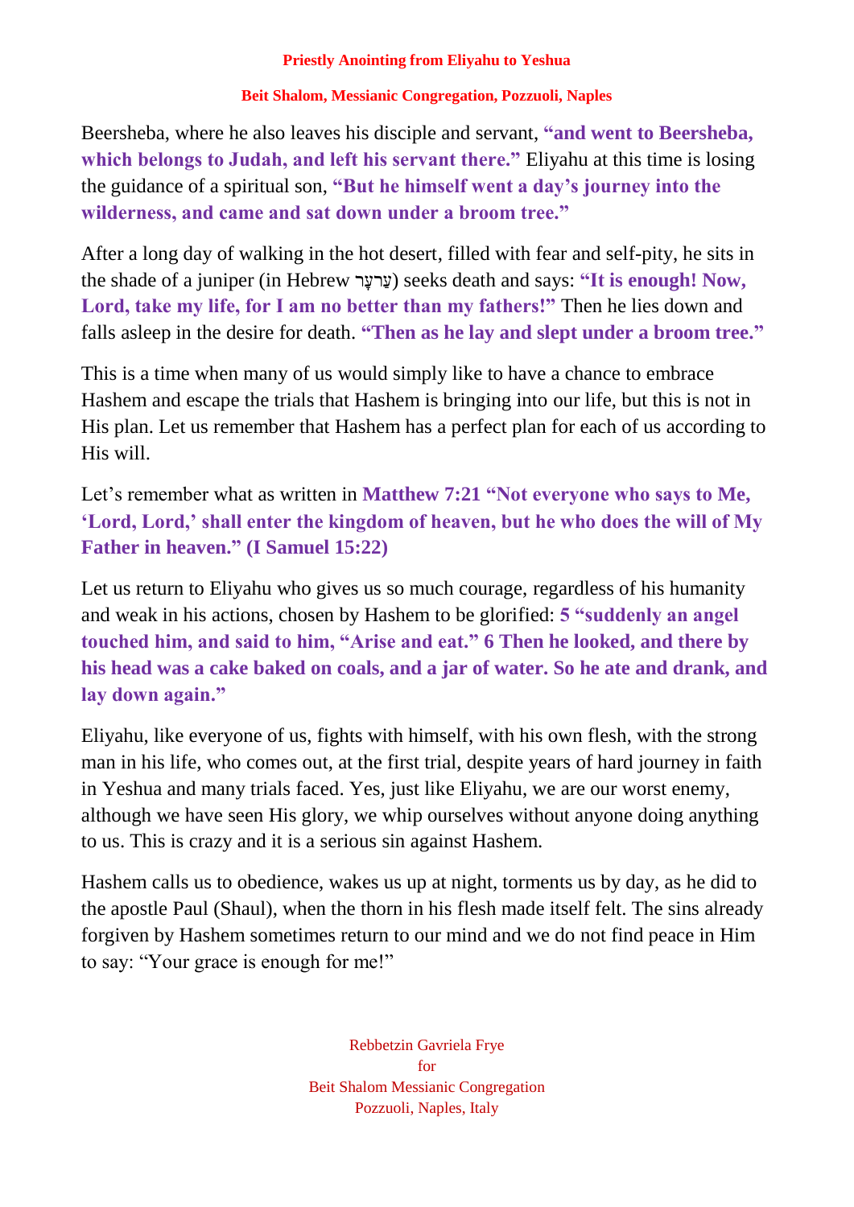Beersheba, where he also leaves his disciple and servant, **"and went to Beersheba, which belongs to Judah, and left his servant there."** Eliyahu at this time is losing the guidance of a spiritual son, **"But he himself went a day's journey into the wilderness, and came and sat down under a broom tree."**

After a long day of walking in the hot desert, filled with fear and self-pity, he sits in the shade of a juniper (in Hebrew עַרְעָר) seeks death and says: **"It is enough! Now, Lord, take my life, for I am no better than my fathers!"** Then he lies down and falls asleep in the desire for death. **"Then as he lay and slept under a broom tree."**

This is a time when many of us would simply like to have a chance to embrace Hashem and escape the trials that Hashem is bringing into our life, but this is not in His plan. Let us remember that Hashem has a perfect plan for each of us according to His will.

Let's remember what as written in **Matthew 7:21 "Not everyone who says to Me, 'Lord, Lord,' shall enter the kingdom of heaven, but he who does the will of My Father in heaven." (I Samuel 15:22)**

Let us return to Eliyahu who gives us so much courage, regardless of his humanity and weak in his actions, chosen by Hashem to be glorified: **5 "suddenly an angel touched him, and said to him, "Arise and eat." 6 Then he looked, and there by his head was a cake baked on coals, and a jar of water. So he ate and drank, and lay down again."**

Eliyahu, like everyone of us, fights with himself, with his own flesh, with the strong man in his life, who comes out, at the first trial, despite years of hard journey in faith in Yeshua and many trials faced. Yes, just like Eliyahu, we are our worst enemy, although we have seen His glory, we whip ourselves without anyone doing anything to us. This is crazy and it is a serious sin against Hashem.

Hashem calls us to obedience, wakes us up at night, torments us by day, as he did to the apostle Paul (Shaul), when the thorn in his flesh made itself felt. The sins already forgiven by Hashem sometimes return to our mind and we do not find peace in Him to say: "Your grace is enough for me!"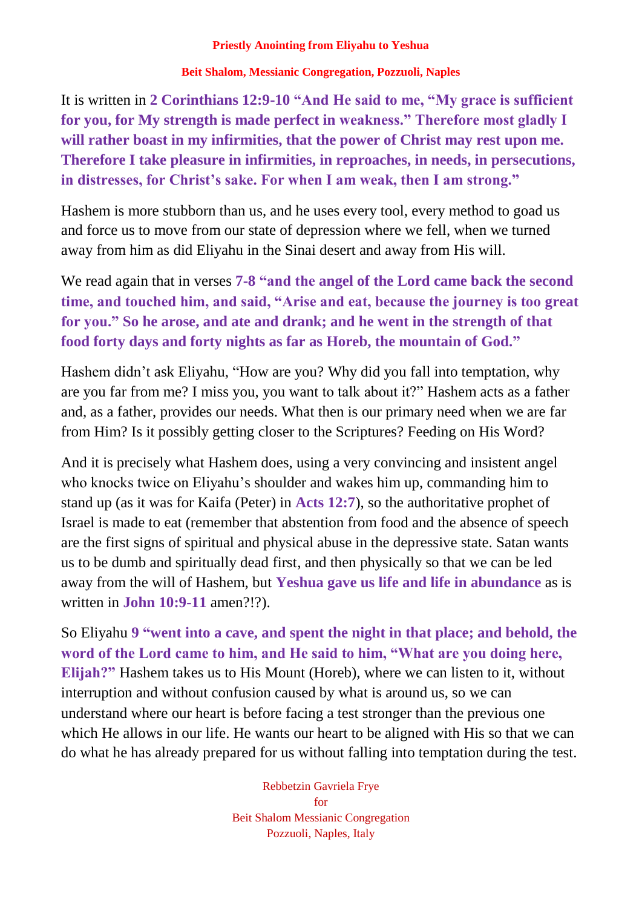**Priestly Anointing from Eliyahu to Yeshua**

**Beit Shalom, Messianic Congregation, Pozzuoli, Naples**

It is written in **2 Corinthians 12:9-10 "And He said to me, "My grace is sufficient for you, for My strength is made perfect in weakness." Therefore most gladly I will rather boast in my infirmities, that the power of Christ may rest upon me. Therefore I take pleasure in infirmities, in reproaches, in needs, in persecutions, in distresses, for Christ's sake. For when I am weak, then I am strong."**

Hashem is more stubborn than us, and he uses every tool, every method to goad us and force us to move from our state of depression where we fell, when we turned away from him as did Eliyahu in the Sinai desert and away from His will.

We read again that in verses **7-8 "and the angel of the Lord came back the second time, and touched him, and said, "Arise and eat, because the journey is too great for you." So he arose, and ate and drank; and he went in the strength of that food forty days and forty nights as far as Horeb, the mountain of God."**

Hashem didn't ask Eliyahu, "How are you? Why did you fall into temptation, why are you far from me? I miss you, you want to talk about it?" Hashem acts as a father and, as a father, provides our needs. What then is our primary need when we are far from Him? Is it possibly getting closer to the Scriptures? Feeding on His Word?

And it is precisely what Hashem does, using a very convincing and insistent angel who knocks twice on Eliyahu's shoulder and wakes him up, commanding him to stand up (as it was for Kaifa (Peter) in **Acts 12:7**), so the authoritative prophet of Israel is made to eat (remember that abstention from food and the absence of speech are the first signs of spiritual and physical abuse in the depressive state. Satan wants us to be dumb and spiritually dead first, and then physically so that we can be led away from the will of Hashem, but **Yeshua gave us life and life in abundance** as is written in **John 10:9-11** amen?!?).

So Eliyahu **9 "went into a cave, and spent the night in that place; and behold, the word of the Lord came to him, and He said to him, "What are you doing here, Elijah?"** Hashem takes us to His Mount (Horeb), where we can listen to it, without interruption and without confusion caused by what is around us, so we can understand where our heart is before facing a test stronger than the previous one which He allows in our life. He wants our heart to be aligned with His so that we can do what he has already prepared for us without falling into temptation during the test.

Rebbetzin Gavriela Frye
for
Beit Shalom Messianic Congregation
Pozzuoli, Naples, Italy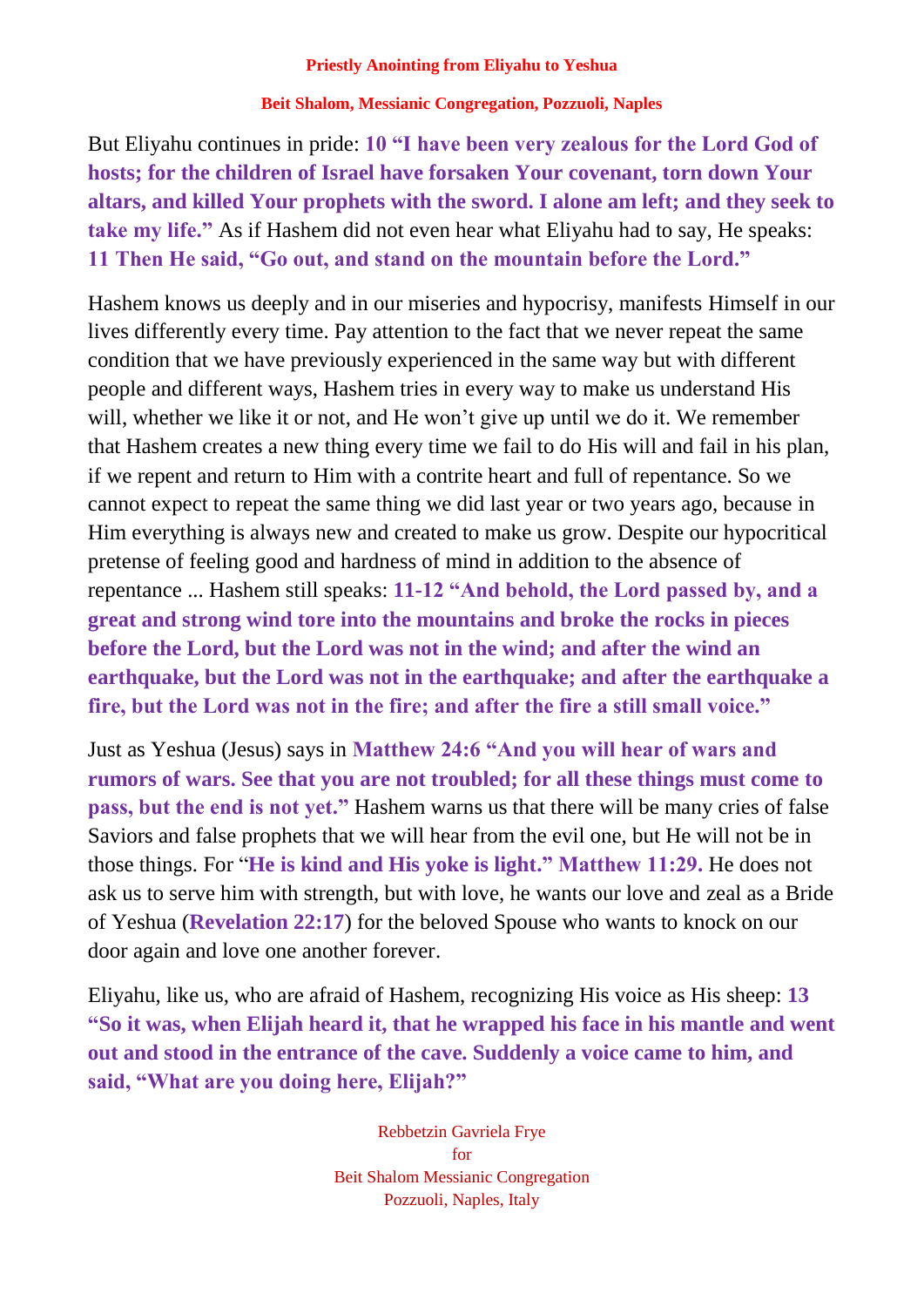But Eliyahu continues in pride: **10 "I have been very zealous for the Lord God of hosts; for the children of Israel have forsaken Your covenant, torn down Your altars, and killed Your prophets with the sword. I alone am left; and they seek to take my life."** As if Hashem did not even hear what Eliyahu had to say, He speaks: **11 Then He said, "Go out, and stand on the mountain before the Lord."**

Hashem knows us deeply and in our miseries and hypocrisy, manifests Himself in our lives differently every time. Pay attention to the fact that we never repeat the same condition that we have previously experienced in the same way but with different people and different ways, Hashem tries in every way to make us understand His will, whether we like it or not, and He won't give up until we do it. We remember that Hashem creates a new thing every time we fail to do His will and fail in his plan, if we repent and return to Him with a contrite heart and full of repentance. So we cannot expect to repeat the same thing we did last year or two years ago, because in Him everything is always new and created to make us grow. Despite our hypocritical pretense of feeling good and hardness of mind in addition to the absence of repentance ... Hashem still speaks: **11-12 "And behold, the Lord passed by, and a great and strong wind tore into the mountains and broke the rocks in pieces before the Lord, but the Lord was not in the wind; and after the wind an earthquake, but the Lord was not in the earthquake; and after the earthquake a fire, but the Lord was not in the fire; and after the fire a still small voice."**

Just as Yeshua (Jesus) says in **Matthew 24:6 "And you will hear of wars and rumors of wars. See that you are not troubled; for all these things must come to pass, but the end is not yet."** Hashem warns us that there will be many cries of false Saviors and false prophets that we will hear from the evil one, but He will not be in those things. For "**He is kind and His yoke is light." Matthew 11:29.** He does not ask us to serve him with strength, but with love, he wants our love and zeal as a Bride of Yeshua (**Revelation 22:17**) for the beloved Spouse who wants to knock on our door again and love one another forever.

Eliyahu, like us, who are afraid of Hashem, recognizing His voice as His sheep: **13 "So it was, when Elijah heard it, that he wrapped his face in his mantle and went out and stood in the entrance of the cave. Suddenly a voice came to him, and said, "What are you doing here, Elijah?"**

Rebbetzin Gavriela Frye
for
Beit Shalom Messianic Congregation
Pozzuoli, Naples, Italy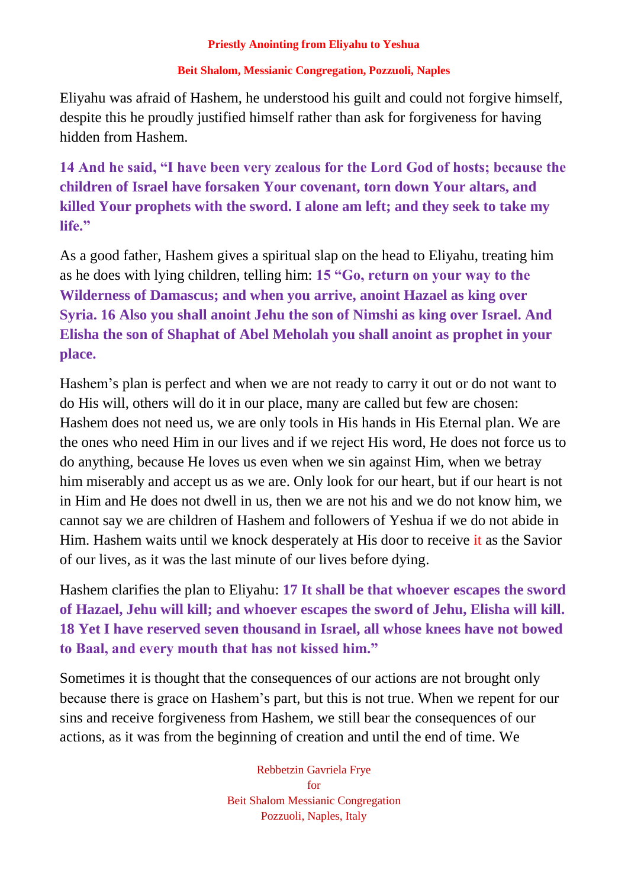Eliyahu was afraid of Hashem, he understood his guilt and could not forgive himself, despite this he proudly justified himself rather than ask for forgiveness for having hidden from Hashem.

**14 And he said, "I have been very zealous for the Lord God of hosts; because the children of Israel have forsaken Your covenant, torn down Your altars, and killed Your prophets with the sword. I alone am left; and they seek to take my life."**

As a good father, Hashem gives a spiritual slap on the head to Eliyahu, treating him as he does with lying children, telling him: **15 "Go, return on your way to the Wilderness of Damascus; and when you arrive, anoint Hazael as king over Syria. 16 Also you shall anoint Jehu the son of Nimshi as king over Israel. And Elisha the son of Shaphat of Abel Meholah you shall anoint as prophet in your place.**

Hashem's plan is perfect and when we are not ready to carry it out or do not want to do His will, others will do it in our place, many are called but few are chosen: Hashem does not need us, we are only tools in His hands in His Eternal plan. We are the ones who need Him in our lives and if we reject His word, He does not force us to do anything, because He loves us even when we sin against Him, when we betray him miserably and accept us as we are. Only look for our heart, but if our heart is not in Him and He does not dwell in us, then we are not his and we do not know him, we cannot say we are children of Hashem and followers of Yeshua if we do not abide in Him. Hashem waits until we knock desperately at His door to receive it as the Savior of our lives, as it was the last minute of our lives before dying.

Hashem clarifies the plan to Eliyahu: **17 It shall be that whoever escapes the sword of Hazael, Jehu will kill; and whoever escapes the sword of Jehu, Elisha will kill. 18 Yet I have reserved seven thousand in Israel, all whose knees have not bowed to Baal, and every mouth that has not kissed him."**

Sometimes it is thought that the consequences of our actions are not brought only because there is grace on Hashem's part, but this is not true. When we repent for our sins and receive forgiveness from Hashem, we still bear the consequences of our actions, as it was from the beginning of creation and until the end of time. We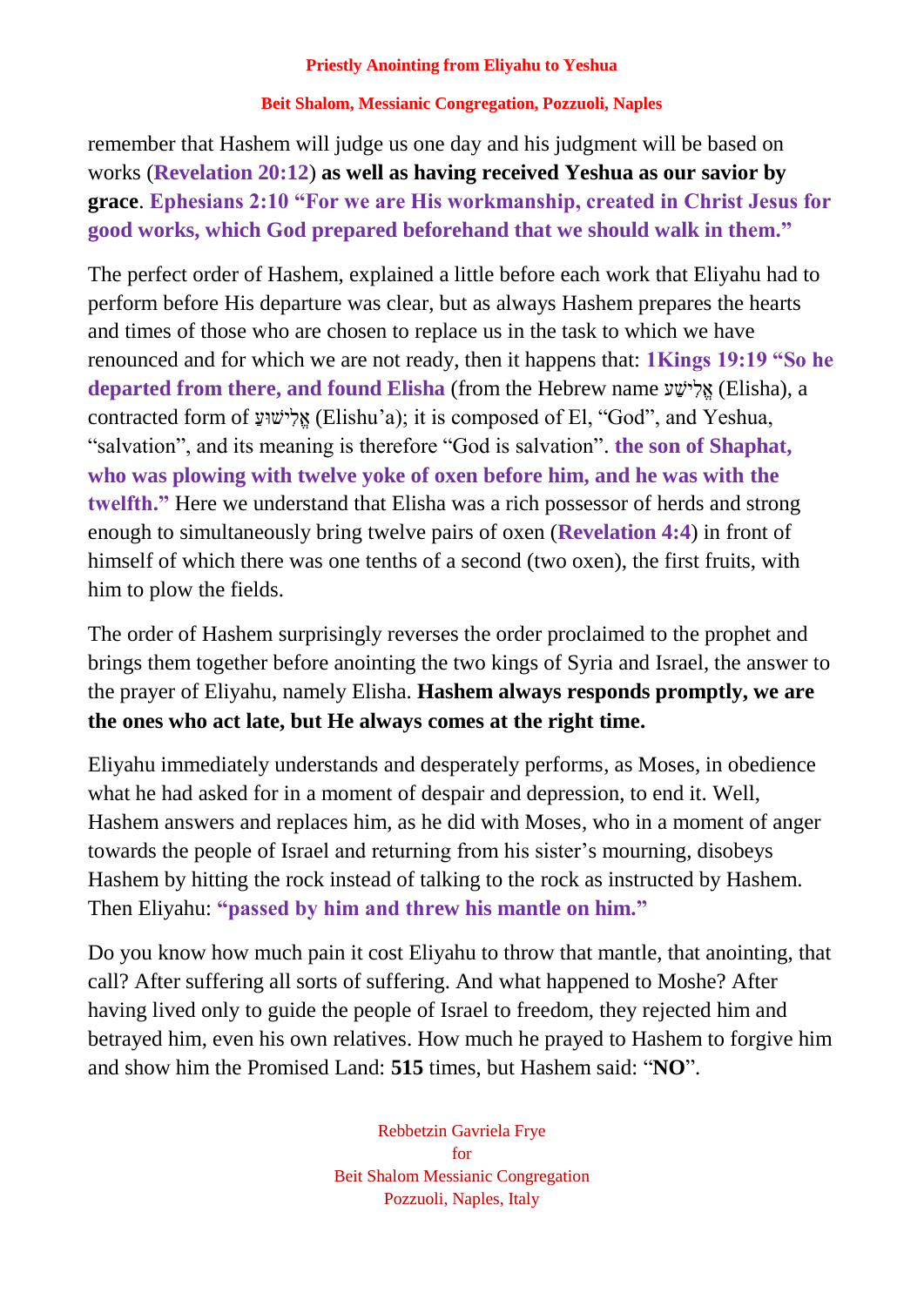remember that Hashem will judge us one day and his judgment will be based on works (**Revelation 20:12**) **as well as having received Yeshua as our savior by grace**. **Ephesians 2:10 "For we are His workmanship, created in Christ Jesus for good works, which God prepared beforehand that we should walk in them."**

The perfect order of Hashem, explained a little before each work that Eliyahu had to perform before His departure was clear, but as always Hashem prepares the hearts and times of those who are chosen to replace us in the task to which we have renounced and for which we are not ready, then it happens that: **1Kings 19:19 "So he departed from there, and found Elisha** (from the Hebrew name אֱלִישָׁע (Elisha), a contracted form of אֱלִישׁוּעַ (Elishu'a); it is composed of El, "God", and Yeshua, "salvation", and its meaning is therefore "God is salvation". **the son of Shaphat, who was plowing with twelve yoke of oxen before him, and he was with the twelfth."** Here we understand that Elisha was a rich possessor of herds and strong enough to simultaneously bring twelve pairs of oxen (**Revelation 4:4**) in front of himself of which there was one tenths of a second (two oxen), the first fruits, with him to plow the fields.

The order of Hashem surprisingly reverses the order proclaimed to the prophet and brings them together before anointing the two kings of Syria and Israel, the answer to the prayer of Eliyahu, namely Elisha. **Hashem always responds promptly, we are the ones who act late, but He always comes at the right time.**

Eliyahu immediately understands and desperately performs, as Moses, in obedience what he had asked for in a moment of despair and depression, to end it. Well, Hashem answers and replaces him, as he did with Moses, who in a moment of anger towards the people of Israel and returning from his sister's mourning, disobeys Hashem by hitting the rock instead of talking to the rock as instructed by Hashem. Then Eliyahu: **"passed by him and threw his mantle on him."**

Do you know how much pain it cost Eliyahu to throw that mantle, that anointing, that call? After suffering all sorts of suffering. And what happened to Moshe? After having lived only to guide the people of Israel to freedom, they rejected him and betrayed him, even his own relatives. How much he prayed to Hashem to forgive him and show him the Promised Land: **515** times, but Hashem said: "**NO**".

Rebbetzin Gavriela Frye
for
Beit Shalom Messianic Congregation
Pozzuoli, Naples, Italy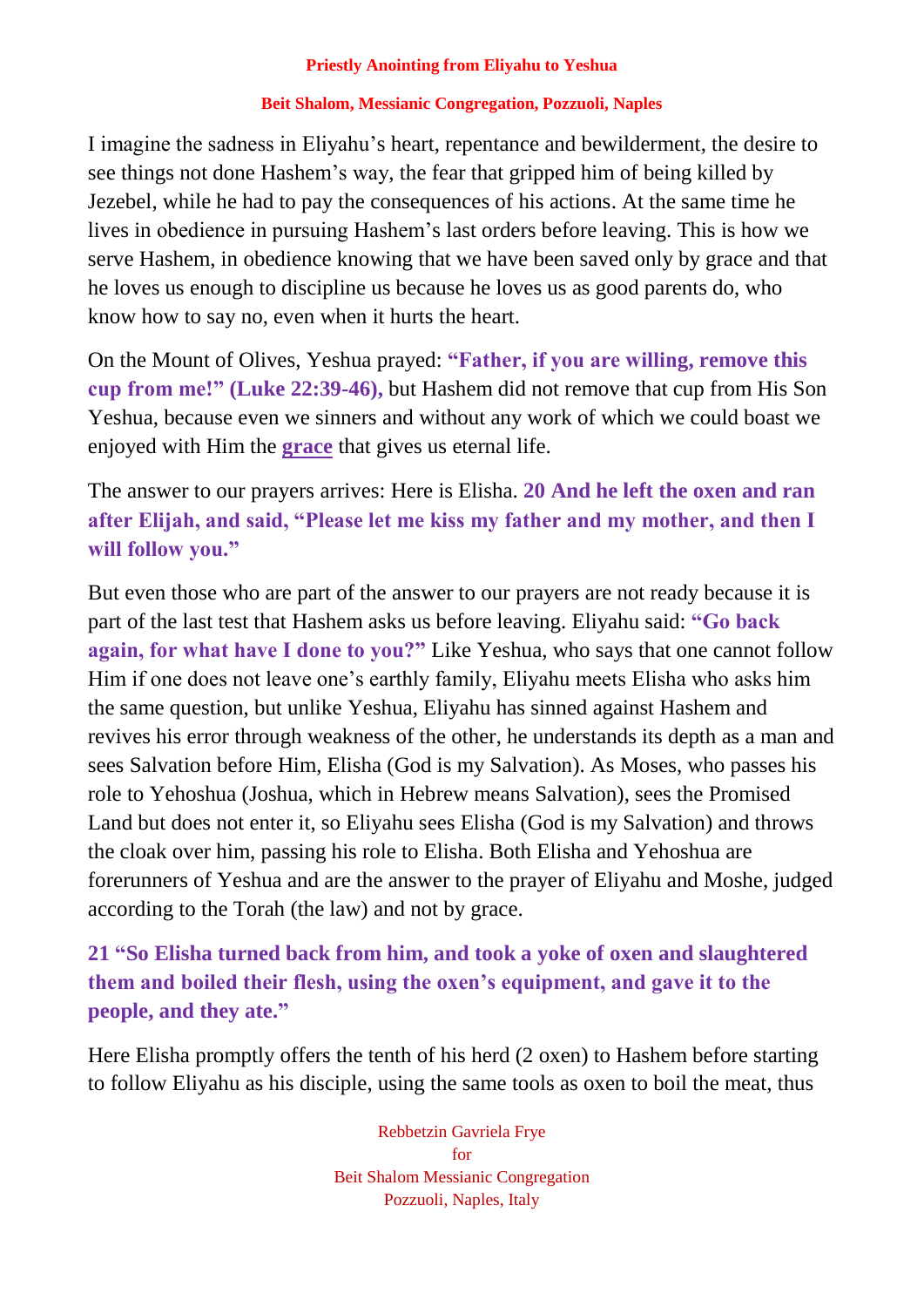I imagine the sadness in Eliyahu's heart, repentance and bewilderment, the desire to see things not done Hashem's way, the fear that gripped him of being killed by Jezebel, while he had to pay the consequences of his actions. At the same time he lives in obedience in pursuing Hashem's last orders before leaving. This is how we serve Hashem, in obedience knowing that we have been saved only by grace and that he loves us enough to discipline us because he loves us as good parents do, who know how to say no, even when it hurts the heart.

On the Mount of Olives, Yeshua prayed: **"Father, if you are willing, remove this cup from me!" (Luke 22:39-46),** but Hashem did not remove that cup from His Son Yeshua, because even we sinners and without any work of which we could boast we enjoyed with Him the **grace** that gives us eternal life.

The answer to our prayers arrives: Here is Elisha. **20 And he left the oxen and ran after Elijah, and said, "Please let me kiss my father and my mother, and then I will follow you."**

But even those who are part of the answer to our prayers are not ready because it is part of the last test that Hashem asks us before leaving. Eliyahu said: **"Go back again, for what have I done to you?"** Like Yeshua, who says that one cannot follow Him if one does not leave one's earthly family, Eliyahu meets Elisha who asks him the same question, but unlike Yeshua, Eliyahu has sinned against Hashem and revives his error through weakness of the other, he understands its depth as a man and sees Salvation before Him, Elisha (God is my Salvation). As Moses, who passes his role to Yehoshua (Joshua, which in Hebrew means Salvation), sees the Promised Land but does not enter it, so Eliyahu sees Elisha (God is my Salvation) and throws the cloak over him, passing his role to Elisha. Both Elisha and Yehoshua are forerunners of Yeshua and are the answer to the prayer of Eliyahu and Moshe, judged according to the Torah (the law) and not by grace.

**21 "So Elisha turned back from him, and took a yoke of oxen and slaughtered them and boiled their flesh, using the oxen's equipment, and gave it to the people, and they ate."**

Here Elisha promptly offers the tenth of his herd (2 oxen) to Hashem before starting to follow Eliyahu as his disciple, using the same tools as oxen to boil the meat, thus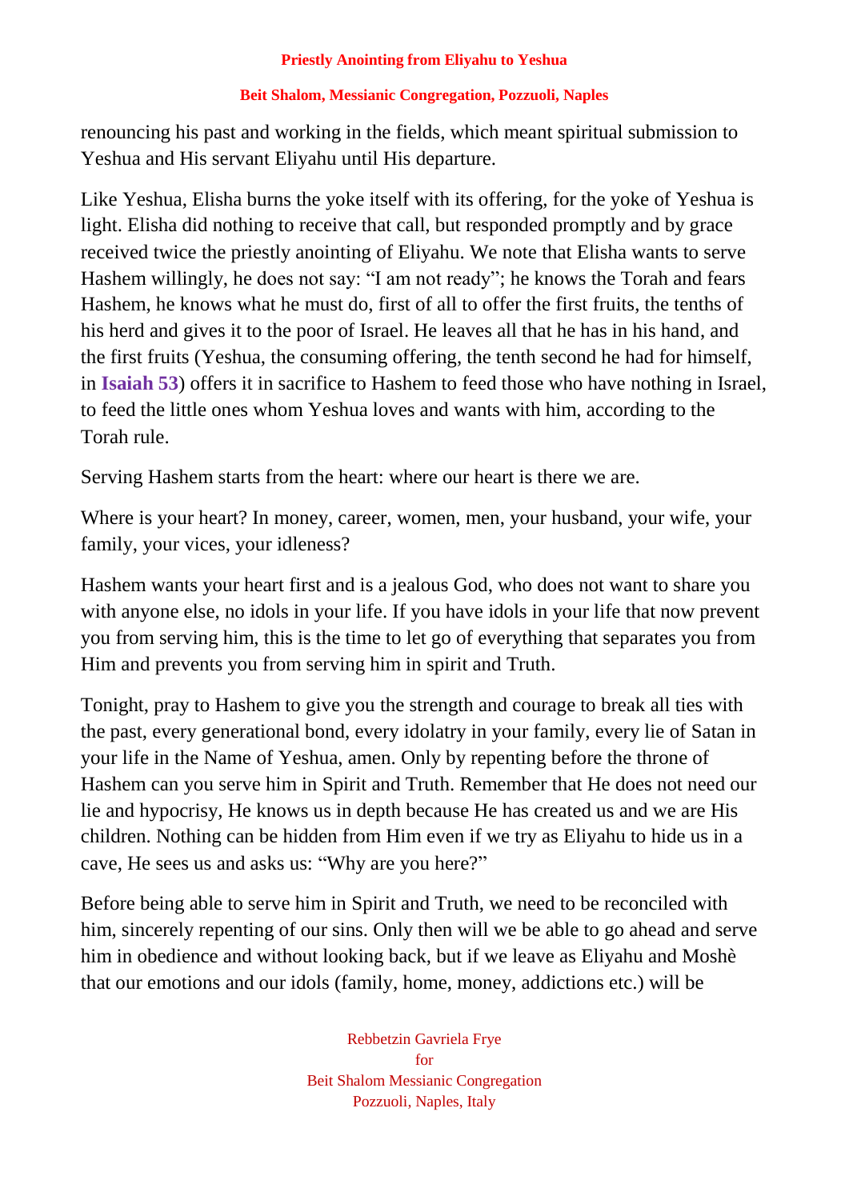renouncing his past and working in the fields, which meant spiritual submission to Yeshua and His servant Eliyahu until His departure.

Like Yeshua, Elisha burns the yoke itself with its offering, for the yoke of Yeshua is light. Elisha did nothing to receive that call, but responded promptly and by grace received twice the priestly anointing of Eliyahu. We note that Elisha wants to serve Hashem willingly, he does not say: "I am not ready"; he knows the Torah and fears Hashem, he knows what he must do, first of all to offer the first fruits, the tenths of his herd and gives it to the poor of Israel. He leaves all that he has in his hand, and the first fruits (Yeshua, the consuming offering, the tenth second he had for himself, in **Isaiah 53**) offers it in sacrifice to Hashem to feed those who have nothing in Israel, to feed the little ones whom Yeshua loves and wants with him, according to the Torah rule.

Serving Hashem starts from the heart: where our heart is there we are.

Where is your heart? In money, career, women, men, your husband, your wife, your family, your vices, your idleness?

Hashem wants your heart first and is a jealous God, who does not want to share you with anyone else, no idols in your life. If you have idols in your life that now prevent you from serving him, this is the time to let go of everything that separates you from Him and prevents you from serving him in spirit and Truth.

Tonight, pray to Hashem to give you the strength and courage to break all ties with the past, every generational bond, every idolatry in your family, every lie of Satan in your life in the Name of Yeshua, amen. Only by repenting before the throne of Hashem can you serve him in Spirit and Truth. Remember that He does not need our lie and hypocrisy, He knows us in depth because He has created us and we are His children. Nothing can be hidden from Him even if we try as Eliyahu to hide us in a cave, He sees us and asks us: "Why are you here?"

Before being able to serve him in Spirit and Truth, we need to be reconciled with him, sincerely repenting of our sins. Only then will we be able to go ahead and serve him in obedience and without looking back, but if we leave as Eliyahu and Moshè that our emotions and our idols (family, home, money, addictions etc.) will be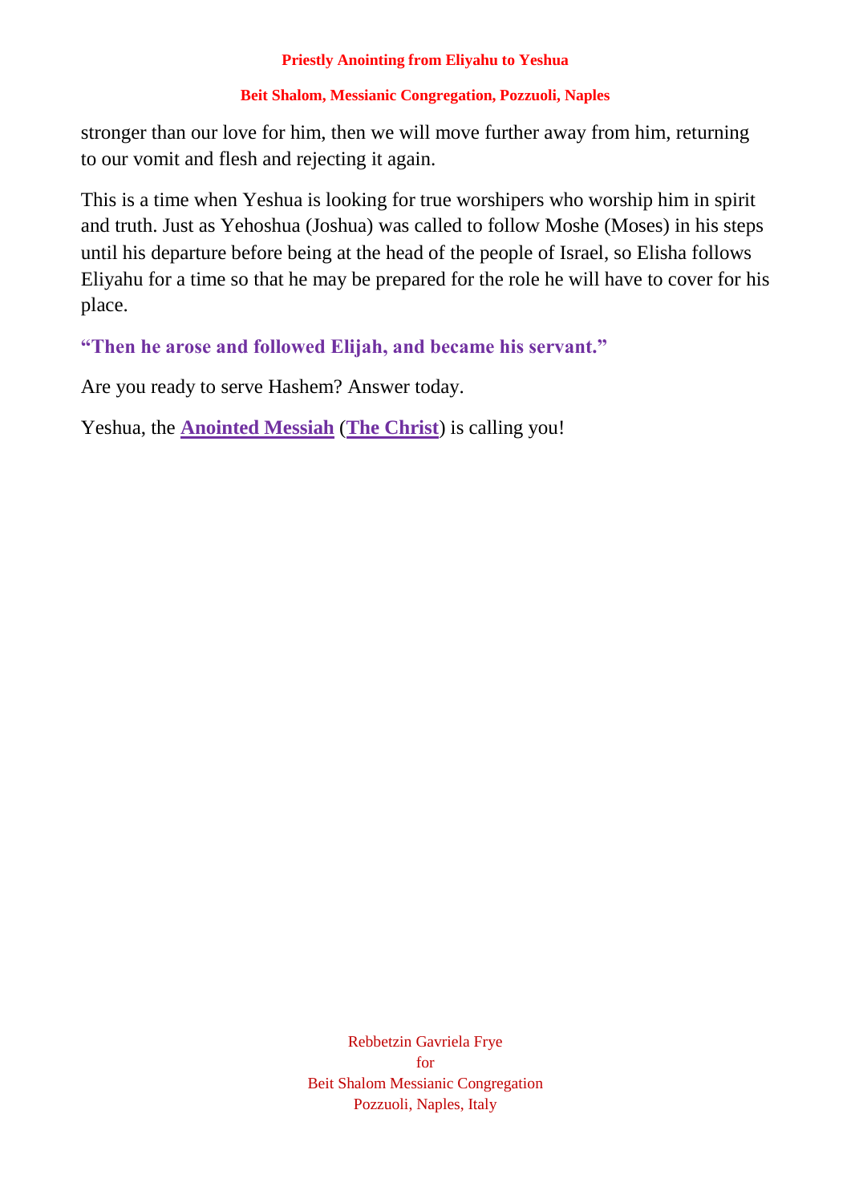stronger than our love for him, then we will move further away from him, returning to our vomit and flesh and rejecting it again.

This is a time when Yeshua is looking for true worshipers who worship him in spirit and truth. Just as Yehoshua (Joshua) was called to follow Moshe (Moses) in his steps until his departure before being at the head of the people of Israel, so Elisha follows Eliyahu for a time so that he may be prepared for the role he will have to cover for his place.

**"Then he arose and followed Elijah, and became his servant."**

Are you ready to serve Hashem? Answer today.

Yeshua, the **Anointed Messiah** (**The Christ**) is calling you!

Rebbetzin Gavriela Frye
for
Beit Shalom Messianic Congregation
Pozzuoli, Naples, Italy